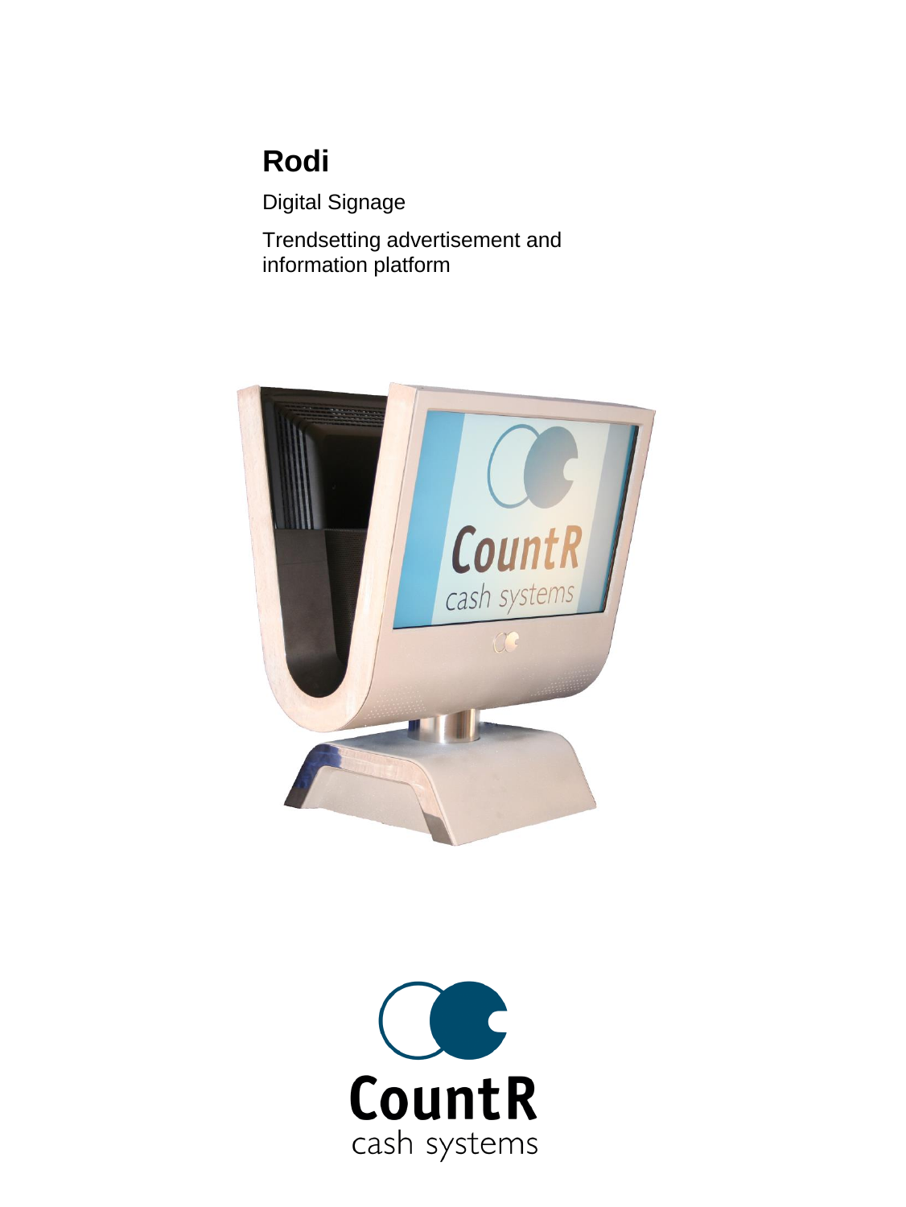# Rodi

Digital Signage

Trendsetting advertisement and information platform

CountR
cash systems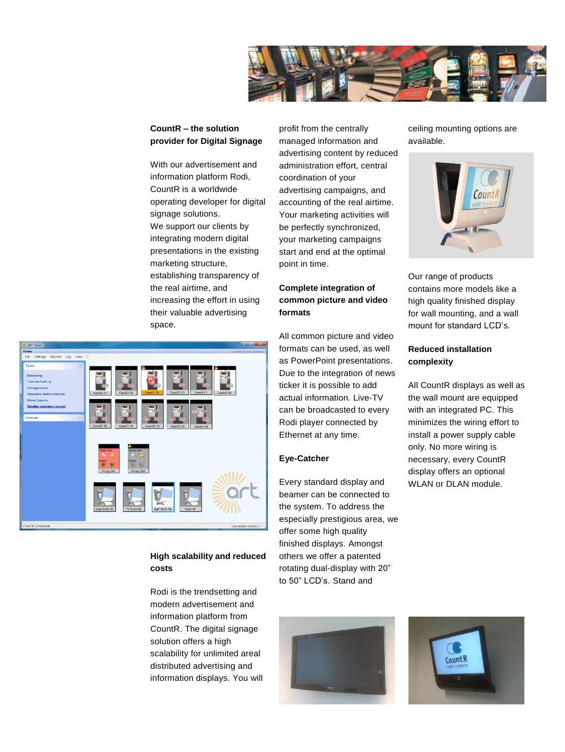**CountR – the solution provider for Digital Signage**

With our advertisement and information platform Rodi, CountR is a worldwide operating developer for digital signage solutions. We support our clients by integrating modern digital presentations in the existing marketing structure, establishing transparency of the real airtime, and increasing the effort in using their valuable advertising space.

**High scalability and reduced costs**

Rodi is the trendsetting and modern advertisement and information platform from CountR. The digital signage solution offers a high scalability for unlimited areal distributed advertising and information displays. You will profit from the centrally managed information and advertising content by reduced administration effort, central coordination of your advertising campaigns, and accounting of the real airtime. Your marketing activities will be perfectly synchronized, your marketing campaigns start and end at the optimal point in time.

**Complete integration of common picture and video formats**

All common picture and video formats can be used, as well as PowerPoint presentations. Due to the integration of news ticker it is possible to add actual information. Live-TV can be broadcasted to every Rodi player connected by Ethernet at any time.

**Eye-Catcher**

Every standard display and beamer can be connected to the system. To address the especially prestigious area, we offer some high quality finished displays. Amongst others we offer a patented rotating dual-display with 20" to 50" LCD's. Stand and ceiling mounting options are available.

Our range of products contains more models like a high quality finished display for wall mounting, and a wall mount for standard LCD's.

**Reduced installation complexity**

All CountR displays as well as the wall mount are equipped with an integrated PC. This minimizes the wiring effort to install a power supply cable only. No more wiring is necessary, every CountR display offers an optional WLAN or DLAN module.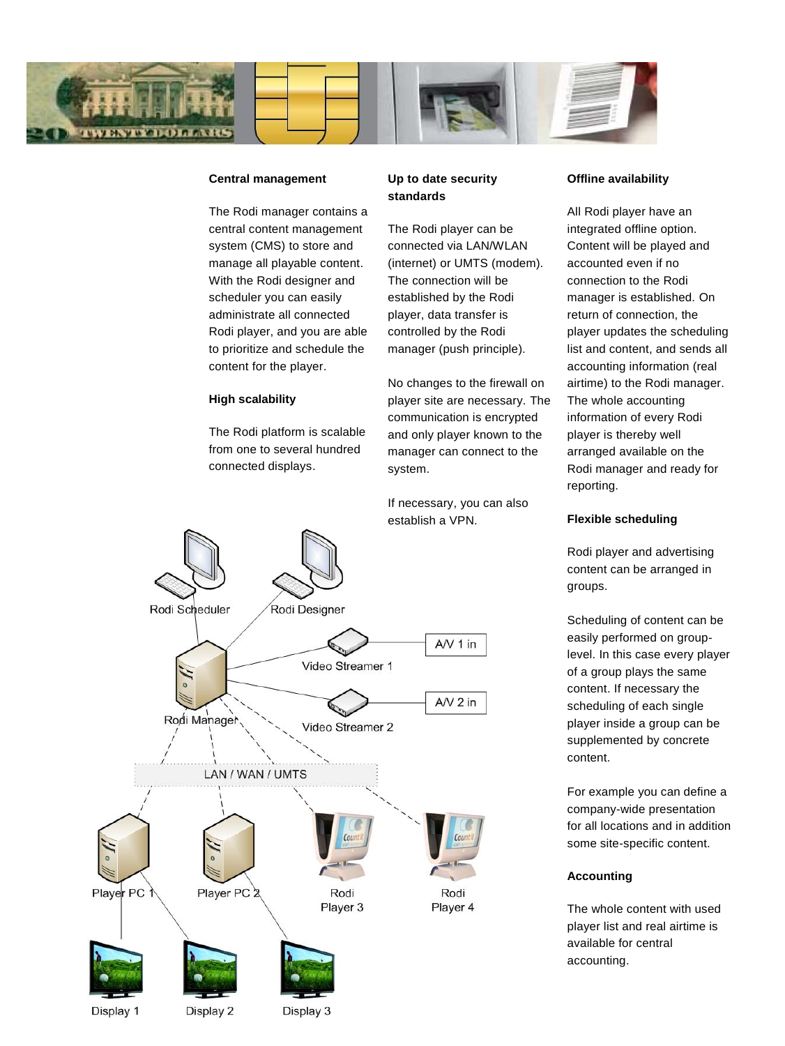### Central management

The Rodi manager contains a central content management system (CMS) to store and manage all playable content. With the Rodi designer and scheduler you can easily administrate all connected Rodi player, and you are able to prioritize and schedule the content for the player.

### High scalability

The Rodi platform is scalable from one to several hundred connected displays.

### Up to date security standards

The Rodi player can be connected via LAN/WLAN (internet) or UMTS (modem). The connection will be established by the Rodi player, data transfer is controlled by the Rodi manager (push principle).

No changes to the firewall on player site are necessary. The communication is encrypted and only player known to the manager can connect to the system.

If necessary, you can also establish a VPN.

### Offline availability

All Rodi player have an integrated offline option. Content will be played and accounted even if no connection to the Rodi manager is established. On return of connection, the player updates the scheduling list and content, and sends all accounting information (real airtime) to the Rodi manager. The whole accounting information of every Rodi player is thereby well arranged available on the Rodi manager and ready for reporting.

### Flexible scheduling

Rodi player and advertising content can be arranged in groups.

Scheduling of content can be easily performed on group-level. In this case every player of a group plays the same content. If necessary the scheduling of each single player inside a group can be supplemented by concrete content.

For example you can define a company-wide presentation for all locations and in addition some site-specific content.

### Accounting

The whole content with used player list and real airtime is available for central accounting.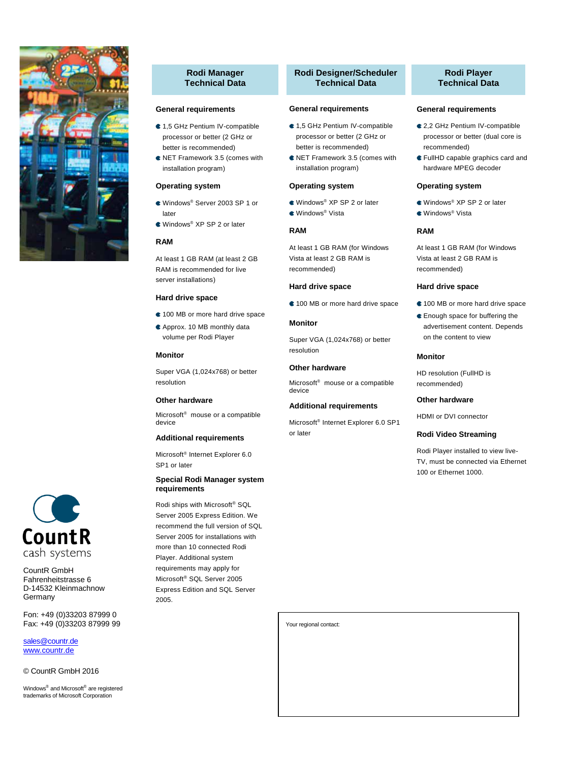## Rodi Manager Technical Data

### General requirements

- 1,5 GHz Pentium IV-compatible processor or better (2 GHz or better is recommended)
- NET Framework 3.5 (comes with installation program)

### Operating system

- Windows® Server 2003 SP 1 or later
- Windows® XP SP 2 or later

### RAM

At least 1 GB RAM (at least 2 GB RAM is recommended for live server installations)

### Hard drive space

- 100 MB or more hard drive space
- Approx. 10 MB monthly data volume per Rodi Player

### Monitor

Super VGA (1,024x768) or better resolution

### Other hardware

Microsoft® mouse or a compatible device

### Additional requirements

Microsoft® Internet Explorer 6.0 SP1 or later

### Special Rodi Manager system requirements

Rodi ships with Microsoft® SQL Server 2005 Express Edition. We recommend the full version of SQL Server 2005 for installations with more than 10 connected Rodi Player. Additional system requirements may apply for Microsoft® SQL Server 2005 Express Edition and SQL Server 2005.

## Rodi Designer/Scheduler Technical Data

### General requirements

- 1,5 GHz Pentium IV-compatible processor or better (2 GHz or better is recommended)
- NET Framework 3.5 (comes with installation program)

### Operating system

- Windows® XP SP 2 or later
- Windows® Vista

### RAM

At least 1 GB RAM (for Windows Vista at least 2 GB RAM is recommended)

### Hard drive space

- 100 MB or more hard drive space

### Monitor

Super VGA (1,024x768) or better resolution

### Other hardware

Microsoft® mouse or a compatible device

### Additional requirements

Microsoft® Internet Explorer 6.0 SP1 or later

## Rodi Player Technical Data

### General requirements

- 2,2 GHz Pentium IV-compatible processor or better (dual core is recommended)
- FullHD capable graphics card and hardware MPEG decoder

### Operating system

- Windows® XP SP 2 or later
- Windows® Vista

### RAM

At least 1 GB RAM (for Windows Vista at least 2 GB RAM is recommended)

### Hard drive space

- 100 MB or more hard drive space
- Enough space for buffering the advertisement content. Depends on the content to view

### Monitor

HD resolution (FullHD is recommended)

### Other hardware

HDMI or DVI connector

### Rodi Video Streaming

Rodi Player installed to view live-TV, must be connected via Ethernet 100 or Ethernet 1000.

---

CountR cash systems

CountR GmbH
Fahrenheitstrasse 6
D-14532 Kleinmachnow
Germany

Fon: +49 (0)33203 87999 0
Fax: +49 (0)33203 87999 99

sales@countr.de
www.countr.de

© CountR GmbH 2016

Windows® and Microsoft® are registered trademarks of Microsoft Corporation

Your regional contact: